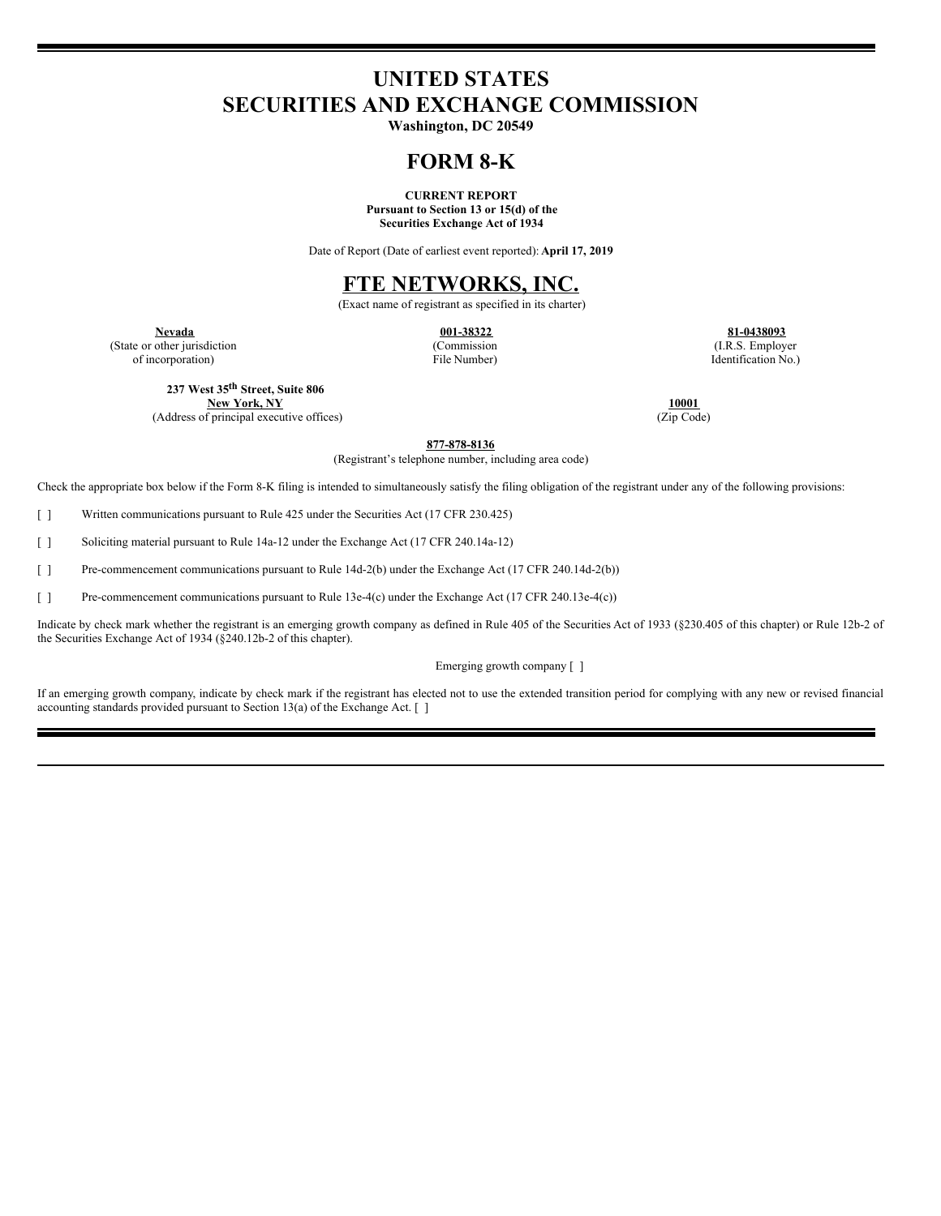# UNITED STATES
# SECURITIES AND EXCHANGE COMMISSION

**Washington, DC 20549**

# FORM 8-K

**CURRENT REPORT**
**Pursuant to Section 13 or 15(d) of the**
**Securities Exchange Act of 1934**

Date of Report (Date of earliest event reported): **April 17, 2019**

# FTE NETWORKS, INC.

(Exact name of registrant as specified in its charter)

| **Nevada** | **001-38322** | **81-0438093** |
|---|---|---|
| (State or other jurisdiction of incorporation) | (Commission File Number) | (I.R.S. Employer Identification No.) |

| **237 West 35th Street, Suite 806** **New York, NY** | **10001** |
|---|---|
| (Address of principal executive offices) | (Zip Code) |

**877-878-8136**
(Registrant's telephone number, including area code)

Check the appropriate box below if the Form 8-K filing is intended to simultaneously satisfy the filing obligation of the registrant under any of the following provisions:

[ ] Written communications pursuant to Rule 425 under the Securities Act (17 CFR 230.425)

[ ] Soliciting material pursuant to Rule 14a-12 under the Exchange Act (17 CFR 240.14a-12)

[ ] Pre-commencement communications pursuant to Rule 14d-2(b) under the Exchange Act (17 CFR 240.14d-2(b))

[ ] Pre-commencement communications pursuant to Rule 13e-4(c) under the Exchange Act (17 CFR 240.13e-4(c))

Indicate by check mark whether the registrant is an emerging growth company as defined in Rule 405 of the Securities Act of 1933 (§230.405 of this chapter) or Rule 12b-2 of the Securities Exchange Act of 1934 (§240.12b-2 of this chapter).

Emerging growth company [ ]

If an emerging growth company, indicate by check mark if the registrant has elected not to use the extended transition period for complying with any new or revised financial accounting standards provided pursuant to Section 13(a) of the Exchange Act. [ ]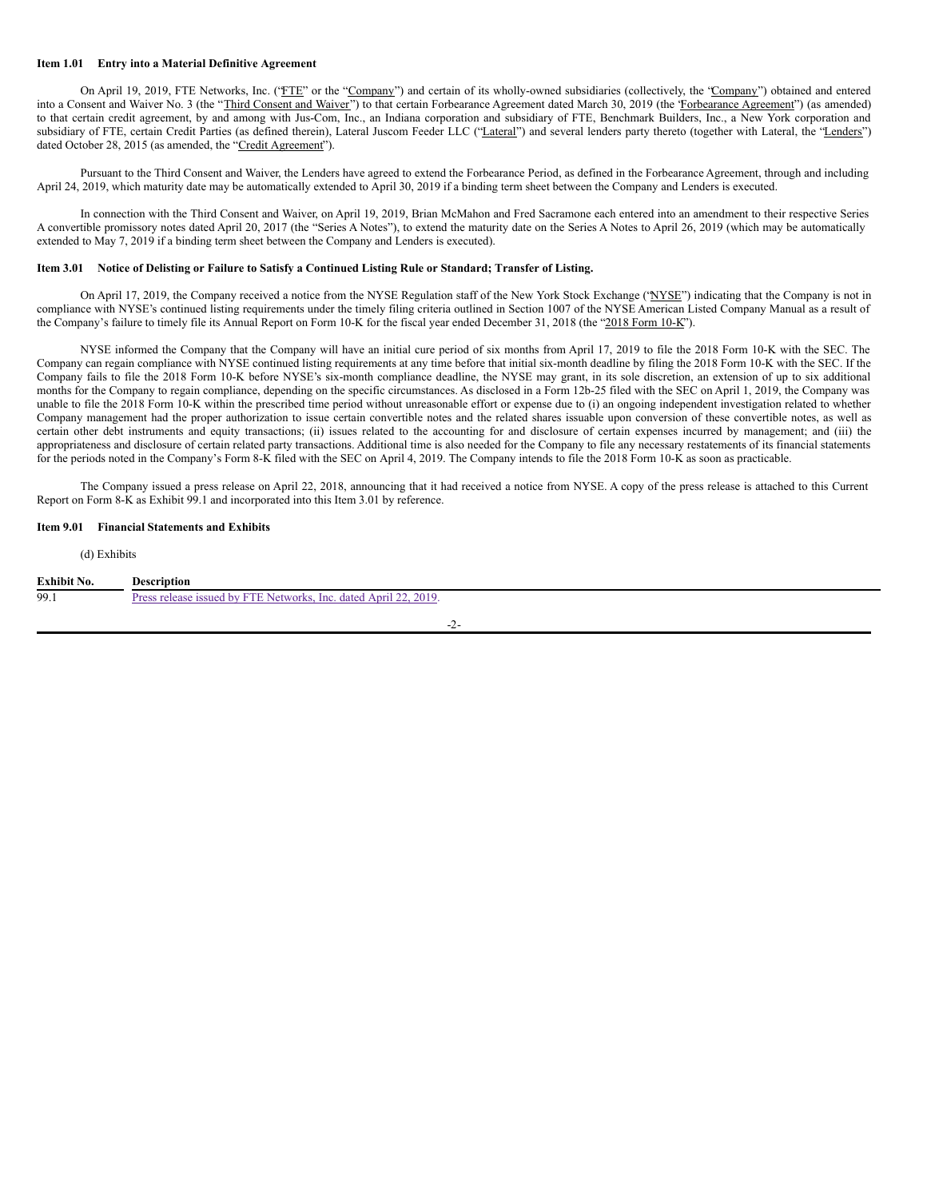**Item 1.01 Entry into a Material Definitive Agreement**

On April 19, 2019, FTE Networks, Inc. ("FTE" or the "Company") and certain of its wholly-owned subsidiaries (collectively, the "Company") obtained and entered into a Consent and Waiver No. 3 (the "Third Consent and Waiver") to that certain Forbearance Agreement dated March 30, 2019 (the "Forbearance Agreement") (as amended) to that certain credit agreement, by and among with Jus-Com, Inc., an Indiana corporation and subsidiary of FTE, Benchmark Builders, Inc., a New York corporation and subsidiary of FTE, certain Credit Parties (as defined therein), Lateral Juscom Feeder LLC ("Lateral") and several lenders party thereto (together with Lateral, the "Lenders") dated October 28, 2015 (as amended, the "Credit Agreement").

Pursuant to the Third Consent and Waiver, the Lenders have agreed to extend the Forbearance Period, as defined in the Forbearance Agreement, through and including April 24, 2019, which maturity date may be automatically extended to April 30, 2019 if a binding term sheet between the Company and Lenders is executed.

In connection with the Third Consent and Waiver, on April 19, 2019, Brian McMahon and Fred Sacramone each entered into an amendment to their respective Series A convertible promissory notes dated April 20, 2017 (the "Series A Notes"), to extend the maturity date on the Series A Notes to April 26, 2019 (which may be automatically extended to May 7, 2019 if a binding term sheet between the Company and Lenders is executed).

**Item 3.01 Notice of Delisting or Failure to Satisfy a Continued Listing Rule or Standard; Transfer of Listing.**

On April 17, 2019, the Company received a notice from the NYSE Regulation staff of the New York Stock Exchange ("NYSE") indicating that the Company is not in compliance with NYSE's continued listing requirements under the timely filing criteria outlined in Section 1007 of the NYSE American Listed Company Manual as a result of the Company's failure to timely file its Annual Report on Form 10-K for the fiscal year ended December 31, 2018 (the "2018 Form 10-K").

NYSE informed the Company that the Company will have an initial cure period of six months from April 17, 2019 to file the 2018 Form 10-K with the SEC. The Company can regain compliance with NYSE continued listing requirements at any time before that initial six-month deadline by filing the 2018 Form 10-K with the SEC. If the Company fails to file the 2018 Form 10-K before NYSE's six-month compliance deadline, the NYSE may grant, in its sole discretion, an extension of up to six additional months for the Company to regain compliance, depending on the specific circumstances. As disclosed in a Form 12b-25 filed with the SEC on April 1, 2019, the Company was unable to file the 2018 Form 10-K within the prescribed time period without unreasonable effort or expense due to (i) an ongoing independent investigation related to whether Company management had the proper authorization to issue certain convertible notes and the related shares issuable upon conversion of these convertible notes, as well as certain other debt instruments and equity transactions; (ii) issues related to the accounting for and disclosure of certain expenses incurred by management; and (iii) the appropriateness and disclosure of certain related party transactions. Additional time is also needed for the Company to file any necessary restatements of its financial statements for the periods noted in the Company's Form 8-K filed with the SEC on April 4, 2019. The Company intends to file the 2018 Form 10-K as soon as practicable.

The Company issued a press release on April 22, 2018, announcing that it had received a notice from NYSE. A copy of the press release is attached to this Current Report on Form 8-K as Exhibit 99.1 and incorporated into this Item 3.01 by reference.

**Item 9.01 Financial Statements and Exhibits**

(d) Exhibits

| Exhibit No. | Description |
|---|---|
| 99.1 | Press release issued by FTE Networks, Inc. dated April 22, 2019. |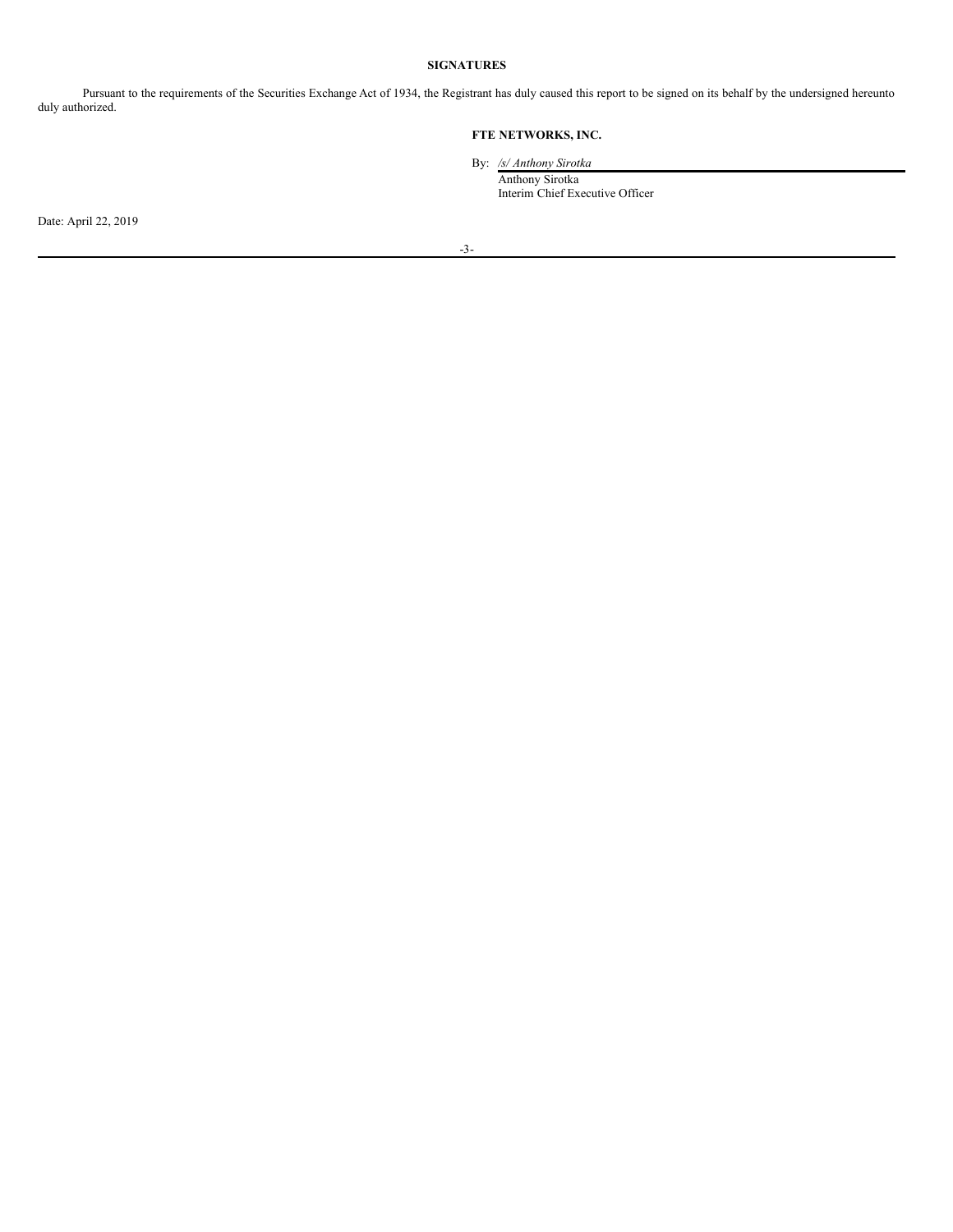## SIGNATURES

Pursuant to the requirements of the Securities Exchange Act of 1934, the Registrant has duly caused this report to be signed on its behalf by the undersigned hereunto duly authorized.

**FTE NETWORKS, INC.**

By: */s/ Anthony Sirotka*
Anthony Sirotka
Interim Chief Executive Officer

Date: April 22, 2019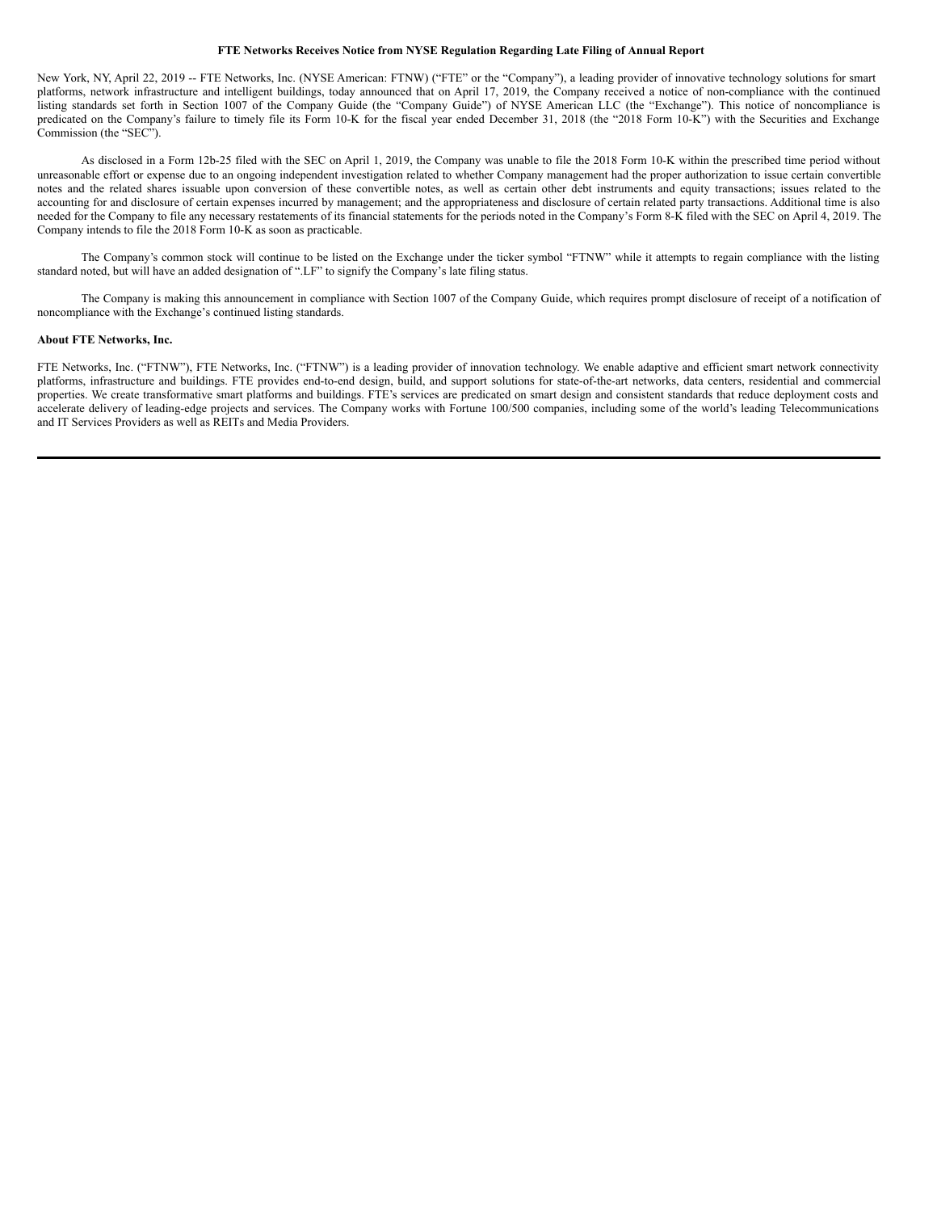**FTE Networks Receives Notice from NYSE Regulation Regarding Late Filing of Annual Report**

New York, NY, April 22, 2019 -- FTE Networks, Inc. (NYSE American: FTNW) ("FTE" or the "Company"), a leading provider of innovative technology solutions for smart platforms, network infrastructure and intelligent buildings, today announced that on April 17, 2019, the Company received a notice of non-compliance with the continued listing standards set forth in Section 1007 of the Company Guide (the "Company Guide") of NYSE American LLC (the "Exchange"). This notice of noncompliance is predicated on the Company's failure to timely file its Form 10-K for the fiscal year ended December 31, 2018 (the "2018 Form 10-K") with the Securities and Exchange Commission (the "SEC").

As disclosed in a Form 12b-25 filed with the SEC on April 1, 2019, the Company was unable to file the 2018 Form 10-K within the prescribed time period without unreasonable effort or expense due to an ongoing independent investigation related to whether Company management had the proper authorization to issue certain convertible notes and the related shares issuable upon conversion of these convertible notes, as well as certain other debt instruments and equity transactions; issues related to the accounting for and disclosure of certain expenses incurred by management; and the appropriateness and disclosure of certain related party transactions. Additional time is also needed for the Company to file any necessary restatements of its financial statements for the periods noted in the Company's Form 8-K filed with the SEC on April 4, 2019. The Company intends to file the 2018 Form 10-K as soon as practicable.

The Company's common stock will continue to be listed on the Exchange under the ticker symbol "FTNW" while it attempts to regain compliance with the listing standard noted, but will have an added designation of ".LF" to signify the Company's late filing status.

The Company is making this announcement in compliance with Section 1007 of the Company Guide, which requires prompt disclosure of receipt of a notification of noncompliance with the Exchange's continued listing standards.

**About FTE Networks, Inc.**

FTE Networks, Inc. ("FTNW"), FTE Networks, Inc. ("FTNW") is a leading provider of innovation technology. We enable adaptive and efficient smart network connectivity platforms, infrastructure and buildings. FTE provides end-to-end design, build, and support solutions for state-of-the-art networks, data centers, residential and commercial properties. We create transformative smart platforms and buildings. FTE's services are predicated on smart design and consistent standards that reduce deployment costs and accelerate delivery of leading-edge projects and services. The Company works with Fortune 100/500 companies, including some of the world's leading Telecommunications and IT Services Providers as well as REITs and Media Providers.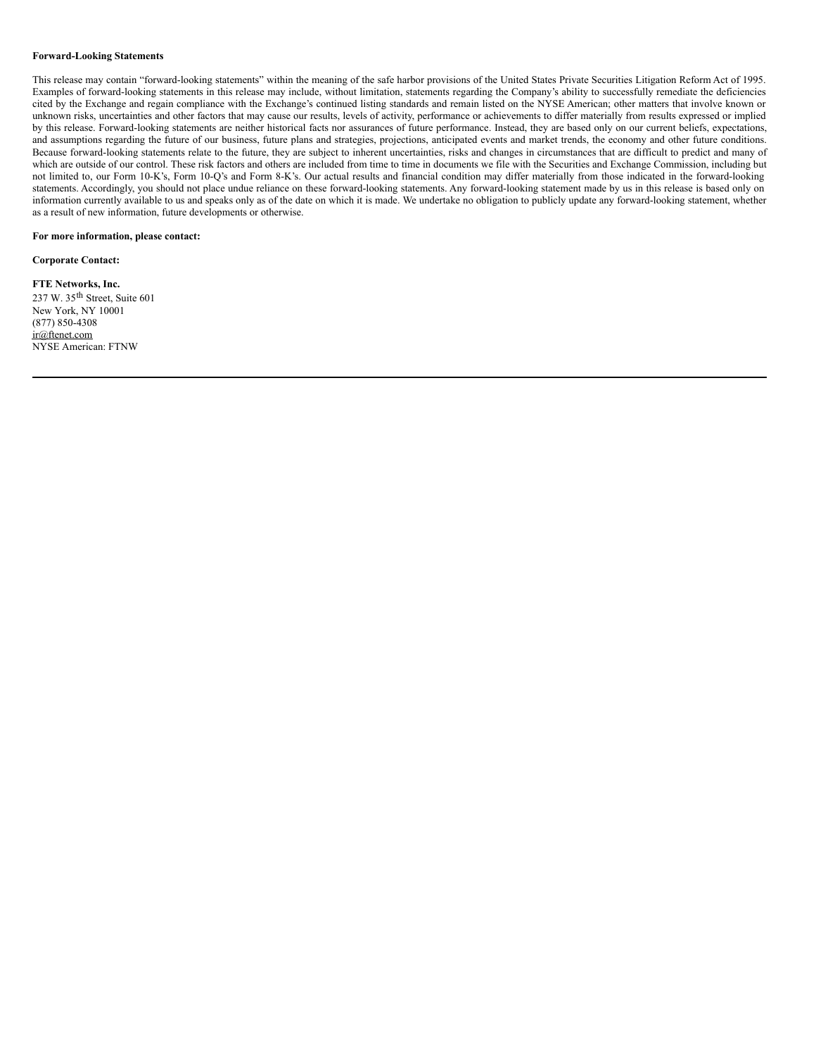**Forward-Looking Statements**

This release may contain "forward-looking statements" within the meaning of the safe harbor provisions of the United States Private Securities Litigation Reform Act of 1995. Examples of forward-looking statements in this release may include, without limitation, statements regarding the Company's ability to successfully remediate the deficiencies cited by the Exchange and regain compliance with the Exchange's continued listing standards and remain listed on the NYSE American; other matters that involve known or unknown risks, uncertainties and other factors that may cause our results, levels of activity, performance or achievements to differ materially from results expressed or implied by this release. Forward-looking statements are neither historical facts nor assurances of future performance. Instead, they are based only on our current beliefs, expectations, and assumptions regarding the future of our business, future plans and strategies, projections, anticipated events and market trends, the economy and other future conditions. Because forward-looking statements relate to the future, they are subject to inherent uncertainties, risks and changes in circumstances that are difficult to predict and many of which are outside of our control. These risk factors and others are included from time to time in documents we file with the Securities and Exchange Commission, including but not limited to, our Form 10-K's, Form 10-Q's and Form 8-K's. Our actual results and financial condition may differ materially from those indicated in the forward-looking statements. Accordingly, you should not place undue reliance on these forward-looking statements. Any forward-looking statement made by us in this release is based only on information currently available to us and speaks only as of the date on which it is made. We undertake no obligation to publicly update any forward-looking statement, whether as a result of new information, future developments or otherwise.

**For more information, please contact:**

**Corporate Contact:**

**FTE Networks, Inc.**
237 W. 35th Street, Suite 601
New York, NY 10001
(877) 850-4308
ir@ftenet.com
NYSE American: FTNW